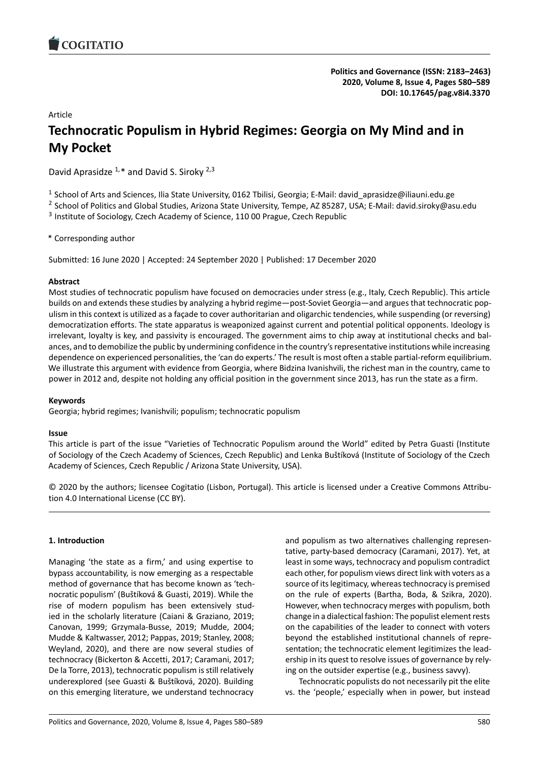Politics and Governance (ISSN: 2183–2463)
2020, Volume 8, Issue 4, Pages 580–589
DOI: 10.17645/pag.v8i4.3370

Article

# Technocratic Populism in Hybrid Regimes: Georgia on My Mind and in My Pocket

David Aprasidze [1,*] and David S. Siroky [2,3]

[1] School of Arts and Sciences, Ilia State University, 0162 Tbilisi, Georgia; E-Mail: david_aprasidze@iliauni.edu.ge
[2] School of Politics and Global Studies, Arizona State University, Tempe, AZ 85287, USA; E-Mail: david.siroky@asu.edu
[3] Institute of Sociology, Czech Academy of Science, 110 00 Prague, Czech Republic

* Corresponding author

Submitted: 16 June 2020 | Accepted: 24 September 2020 | Published: 17 December 2020

**Abstract**

Most studies of technocratic populism have focused on democracies under stress (e.g., Italy, Czech Republic). This article builds on and extends these studies by analyzing a hybrid regime—post-Soviet Georgia—and argues that technocratic populism in this context is utilized as a façade to cover authoritarian and oligarchic tendencies, while suspending (or reversing) democratization efforts. The state apparatus is weaponized against current and potential political opponents. Ideology is irrelevant, loyalty is key, and passivity is encouraged. The government aims to chip away at institutional checks and balances, and to demobilize the public by undermining confidence in the country's representative institutions while increasing dependence on experienced personalities, the 'can do experts.' The result is most often a stable partial-reform equilibrium. We illustrate this argument with evidence from Georgia, where Bidzina Ivanishvili, the richest man in the country, came to power in 2012 and, despite not holding any official position in the government since 2013, has run the state as a firm.

**Keywords**

Georgia; hybrid regimes; Ivanishvili; populism; technocratic populism

**Issue**

This article is part of the issue "Varieties of Technocratic Populism around the World" edited by Petra Guasti (Institute of Sociology of the Czech Academy of Sciences, Czech Republic) and Lenka Buštíková (Institute of Sociology of the Czech Academy of Sciences, Czech Republic / Arizona State University, USA).

© 2020 by the authors; licensee Cogitatio (Lisbon, Portugal). This article is licensed under a Creative Commons Attribution 4.0 International License (CC BY).

## 1. Introduction

Managing 'the state as a firm,' and using expertise to bypass accountability, is now emerging as a respectable method of governance that has become known as 'technocratic populism' (Buštíková & Guasti, 2019). While the rise of modern populism has been extensively studied in the scholarly literature (Caiani & Graziano, 2019; Canovan, 1999; Grzymala-Busse, 2019; Mudde, 2004; Mudde & Kaltwasser, 2012; Pappas, 2019; Stanley, 2008; Weyland, 2020), and there are now several studies of technocracy (Bickerton & Accetti, 2017; Caramani, 2017; De la Torre, 2013), technocratic populism is still relatively underexplored (see Guasti & Buštíková, 2020). Building on this emerging literature, we understand technocracy and populism as two alternatives challenging representative, party-based democracy (Caramani, 2017). Yet, at least in some ways, technocracy and populism contradict each other, for populism views direct link with voters as a source of its legitimacy, whereas technocracy is premised on the rule of experts (Bartha, Boda, & Szikra, 2020). However, when technocracy merges with populism, both change in a dialectical fashion: The populist element rests on the capabilities of the leader to connect with voters beyond the established institutional channels of representation; the technocratic element legitimizes the leadership in its quest to resolve issues of governance by relying on the outsider expertise (e.g., business savvy).

Technocratic populists do not necessarily pit the elite vs. the 'people,' especially when in power, but instead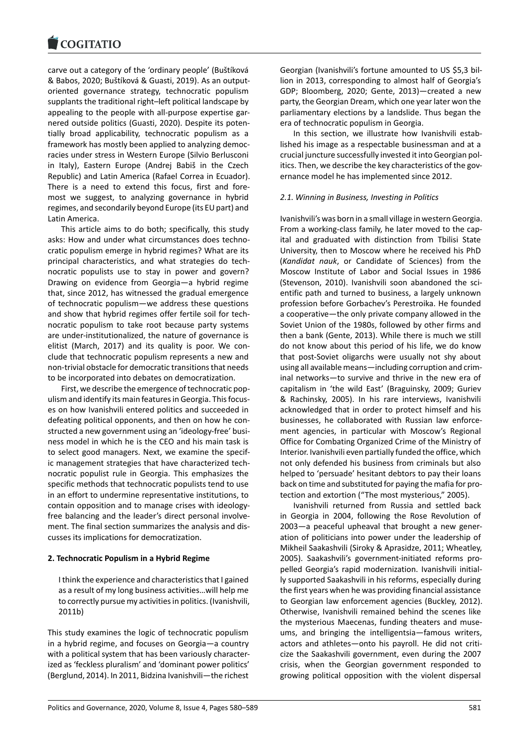carve out a category of the 'ordinary people' (Buštíková & Babos, 2020; Buštíková & Guasti, 2019). As an output-oriented governance strategy, technocratic populism supplants the traditional right–left political landscape by appealing to the people with all-purpose expertise garnered outside politics (Guasti, 2020). Despite its potentially broad applicability, technocratic populism as a framework has mostly been applied to analyzing democracies under stress in Western Europe (Silvio Berlusconi in Italy), Eastern Europe (Andrej Babiš in the Czech Republic) and Latin America (Rafael Correa in Ecuador). There is a need to extend this focus, first and foremost we suggest, to analyzing governance in hybrid regimes, and secondarily beyond Europe (its EU part) and Latin America.

This article aims to do both; specifically, this study asks: How and under what circumstances does technocratic populism emerge in hybrid regimes? What are its principal characteristics, and what strategies do technocratic populists use to stay in power and govern? Drawing on evidence from Georgia—a hybrid regime that, since 2012, has witnessed the gradual emergence of technocratic populism—we address these questions and show that hybrid regimes offer fertile soil for technocratic populism to take root because party systems are under-institutionalized, the nature of governance is elitist (March, 2017) and its quality is poor. We conclude that technocratic populism represents a new and non-trivial obstacle for democratic transitions that needs to be incorporated into debates on democratization.

First, we describe the emergence of technocratic populism and identify its main features in Georgia. This focuses on how Ivanishvili entered politics and succeeded in defeating political opponents, and then on how he constructed a new government using an 'ideology-free' business model in which he is the CEO and his main task is to select good managers. Next, we examine the specific management strategies that have characterized technocratic populist rule in Georgia. This emphasizes the specific methods that technocratic populists tend to use in an effort to undermine representative institutions, to contain opposition and to manage crises with ideology-free balancing and the leader's direct personal involvement. The final section summarizes the analysis and discusses its implications for democratization.

## 2. Technocratic Populism in a Hybrid Regime

> I think the experience and characteristics that I gained as a result of my long business activities…will help me to correctly pursue my activities in politics. (Ivanishvili, 2011b)

This study examines the logic of technocratic populism in a hybrid regime, and focuses on Georgia—a country with a political system that has been variously characterized as 'feckless pluralism' and 'dominant power politics' (Berglund, 2014). In 2011, Bidzina Ivanishvili—the richest Georgian (Ivanishvili's fortune amounted to US $5,3 billion in 2013, corresponding to almost half of Georgia's GDP; Bloomberg, 2020; Gente, 2013)—created a new party, the Georgian Dream, which one year later won the parliamentary elections by a landslide. Thus began the era of technocratic populism in Georgia.

In this section, we illustrate how Ivanishvili established his image as a respectable businessman and at a crucial juncture successfully invested it into Georgian politics. Then, we describe the key characteristics of the governance model he has implemented since 2012.

### 2.1. Winning in Business, Investing in Politics

Ivanishvili's was born in a small village in western Georgia. From a working-class family, he later moved to the capital and graduated with distinction from Tbilisi State University, then to Moscow where he received his PhD (*Kandidat nauk*, or Candidate of Sciences) from the Moscow Institute of Labor and Social Issues in 1986 (Stevenson, 2010). Ivanishvili soon abandoned the scientific path and turned to business, a largely unknown profession before Gorbachev's Perestroika. He founded a cooperative—the only private company allowed in the Soviet Union of the 1980s, followed by other firms and then a bank (Gente, 2013). While there is much we still do not know about this period of his life, we do know that post-Soviet oligarchs were usually not shy about using all available means—including corruption and criminal networks—to survive and thrive in the new era of capitalism in 'the wild East' (Braguinsky, 2009; Guriev & Rachinsky, 2005). In his rare interviews, Ivanishvili acknowledged that in order to protect himself and his businesses, he collaborated with Russian law enforcement agencies, in particular with Moscow's Regional Office for Combating Organized Crime of the Ministry of Interior. Ivanishvili even partially funded the office, which not only defended his business from criminals but also helped to 'persuade' hesitant debtors to pay their loans back on time and substituted for paying the mafia for protection and extortion ("The most mysterious," 2005).

Ivanishvili returned from Russia and settled back in Georgia in 2004, following the Rose Revolution of 2003—a peaceful upheaval that brought a new generation of politicians into power under the leadership of Mikheil Saakashvili (Siroky & Aprasidze, 2011; Wheatley, 2005). Saakashvili's government-initiated reforms propelled Georgia's rapid modernization. Ivanishvili initially supported Saakashvili in his reforms, especially during the first years when he was providing financial assistance to Georgian law enforcement agencies (Buckley, 2012). Otherwise, Ivanishvili remained behind the scenes like the mysterious Maecenas, funding theaters and museums, and bringing the intelligentsia—famous writers, actors and athletes—onto his payroll. He did not criticize the Saakashvili government, even during the 2007 crisis, when the Georgian government responded to growing political opposition with the violent dispersal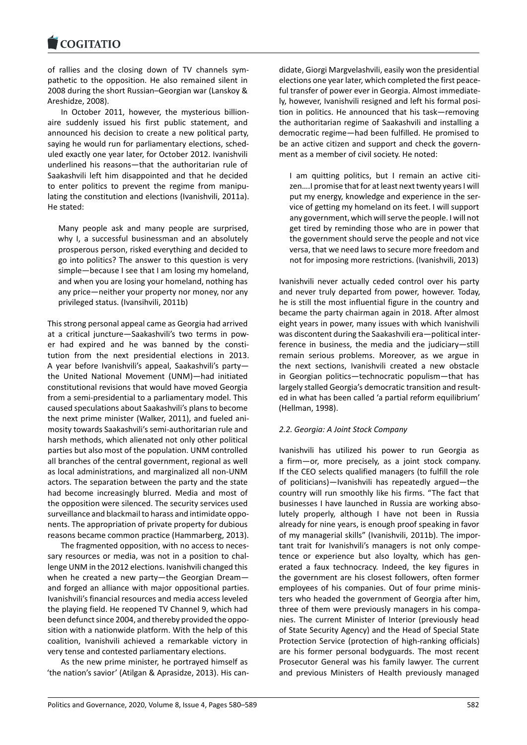of rallies and the closing down of TV channels sympathetic to the opposition. He also remained silent in 2008 during the short Russian–Georgian war (Lanskoy & Areshidze, 2008).

In October 2011, however, the mysterious billionaire suddenly issued his first public statement, and announced his decision to create a new political party, saying he would run for parliamentary elections, scheduled exactly one year later, for October 2012. Ivanishvili underlined his reasons—that the authoritarian rule of Saakashvili left him disappointed and that he decided to enter politics to prevent the regime from manipulating the constitution and elections (Ivanishvili, 2011a). He stated:

> Many people ask and many people are surprised, why I, a successful businessman and an absolutely prosperous person, risked everything and decided to go into politics? The answer to this question is very simple—because I see that I am losing my homeland, and when you are losing your homeland, nothing has any price—neither your property nor money, nor any privileged status. (Ivansihvili, 2011b)

This strong personal appeal came as Georgia had arrived at a critical juncture—Saakashvili's two terms in power had expired and he was banned by the constitution from the next presidential elections in 2013. A year before Ivanishvili's appeal, Saakashvili's party—the United National Movement (UNM)—had initiated constitutional revisions that would have moved Georgia from a semi-presidential to a parliamentary model. This caused speculations about Saakashvili's plans to become the next prime minister (Walker, 2011), and fueled animosity towards Saakashvili's semi-authoritarian rule and harsh methods, which alienated not only other political parties but also most of the population. UNM controlled all branches of the central government, regional as well as local administrations, and marginalized all non-UNM actors. The separation between the party and the state had become increasingly blurred. Media and most of the opposition were silenced. The security services used surveillance and blackmail to harass and intimidate opponents. The appropriation of private property for dubious reasons became common practice (Hammarberg, 2013).

The fragmented opposition, with no access to necessary resources or media, was not in a position to challenge UNM in the 2012 elections. Ivanishvili changed this when he created a new party—the Georgian Dream—and forged an alliance with major oppositional parties. Ivanishvili's financial resources and media access leveled the playing field. He reopened TV Channel 9, which had been defunct since 2004, and thereby provided the opposition with a nationwide platform. With the help of this coalition, Ivanishvili achieved a remarkable victory in very tense and contested parliamentary elections.

As the new prime minister, he portrayed himself as 'the nation's savior' (Atilgan & Aprasidze, 2013). His candidate, Giorgi Margvelashvili, easily won the presidential elections one year later, which completed the first peaceful transfer of power ever in Georgia. Almost immediately, however, Ivanishvili resigned and left his formal position in politics. He announced that his task—removing the authoritarian regime of Saakashvili and installing a democratic regime—had been fulfilled. He promised to be an active citizen and support and check the government as a member of civil society. He noted:

> I am quitting politics, but I remain an active citizen….I promise that for at least next twenty years I will put my energy, knowledge and experience in the service of getting my homeland on its feet. I will support any government, which will serve the people. I will not get tired by reminding those who are in power that the government should serve the people and not vice versa, that we need laws to secure more freedom and not for imposing more restrictions. (Ivanishvili, 2013)

Ivanishvili never actually ceded control over his party and never truly departed from power, however. Today, he is still the most influential figure in the country and became the party chairman again in 2018. After almost eight years in power, many issues with which Ivanishvili was discontent during the Saakashvili era—political interference in business, the media and the judiciary—still remain serious problems. Moreover, as we argue in the next sections, Ivanishvili created a new obstacle in Georgian politics—technocratic populism—that has largely stalled Georgia's democratic transition and resulted in what has been called 'a partial reform equilibrium' (Hellman, 1998).

### *2.2. Georgia: A Joint Stock Company*

Ivanishvili has utilized his power to run Georgia as a firm—or, more precisely, as a joint stock company. If the CEO selects qualified managers (to fulfill the role of politicians)—Ivanishvili has repeatedly argued—the country will run smoothly like his firms. "The fact that businesses I have launched in Russia are working absolutely properly, although I have not been in Russia already for nine years, is enough proof speaking in favor of my managerial skills" (Ivanishvili, 2011b). The important trait for Ivanishvili's managers is not only competence or experience but also loyalty, which has generated a faux technocracy. Indeed, the key figures in the government are his closest followers, often former employees of his companies. Out of four prime ministers who headed the government of Georgia after him, three of them were previously managers in his companies. The current Minister of Interior (previously head of State Security Agency) and the Head of Special State Protection Service (protection of high-ranking officials) are his former personal bodyguards. The most recent Prosecutor General was his family lawyer. The current and previous Ministers of Health previously managed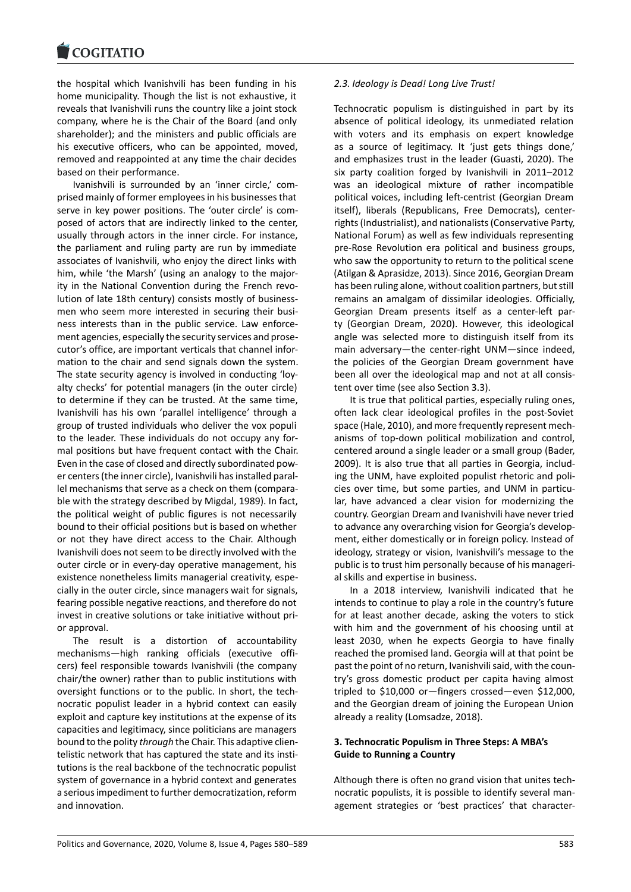the hospital which Ivanishvili has been funding in his home municipality. Though the list is not exhaustive, it reveals that Ivanishvili runs the country like a joint stock company, where he is the Chair of the Board (and only shareholder); and the ministers and public officials are his executive officers, who can be appointed, moved, removed and reappointed at any time the chair decides based on their performance.

Ivanishvili is surrounded by an 'inner circle,' comprised mainly of former employees in his businesses that serve in key power positions. The 'outer circle' is composed of actors that are indirectly linked to the center, usually through actors in the inner circle. For instance, the parliament and ruling party are run by immediate associates of Ivanishvili, who enjoy the direct links with him, while 'the Marsh' (using an analogy to the majority in the National Convention during the French revolution of late 18th century) consists mostly of businessmen who seem more interested in securing their business interests than in the public service. Law enforcement agencies, especially the security services and prosecutor's office, are important verticals that channel information to the chair and send signals down the system. The state security agency is involved in conducting 'loyalty checks' for potential managers (in the outer circle) to determine if they can be trusted. At the same time, Ivanishvili has his own 'parallel intelligence' through a group of trusted individuals who deliver the vox populi to the leader. These individuals do not occupy any formal positions but have frequent contact with the Chair. Even in the case of closed and directly subordinated power centers (the inner circle), Ivanishvili has installed parallel mechanisms that serve as a check on them (comparable with the strategy described by Migdal, 1989). In fact, the political weight of public figures is not necessarily bound to their official positions but is based on whether or not they have direct access to the Chair. Although Ivanishvili does not seem to be directly involved with the outer circle or in every-day operative management, his existence nonetheless limits managerial creativity, especially in the outer circle, since managers wait for signals, fearing possible negative reactions, and therefore do not invest in creative solutions or take initiative without prior approval.

The result is a distortion of accountability mechanisms—high ranking officials (executive officers) feel responsible towards Ivanishvili (the company chair/the owner) rather than to public institutions with oversight functions or to the public. In short, the technocratic populist leader in a hybrid context can easily exploit and capture key institutions at the expense of its capacities and legitimacy, since politicians are managers bound to the polity *through* the Chair. This adaptive clientelistic network that has captured the state and its institutions is the real backbone of the technocratic populist system of governance in a hybrid context and generates a serious impediment to further democratization, reform and innovation.

### *2.3. Ideology is Dead! Long Live Trust!*

Technocratic populism is distinguished in part by its absence of political ideology, its unmediated relation with voters and its emphasis on expert knowledge as a source of legitimacy. It 'just gets things done,' and emphasizes trust in the leader (Guasti, 2020). The six party coalition forged by Ivanishvili in 2011–2012 was an ideological mixture of rather incompatible political voices, including left-centrist (Georgian Dream itself), liberals (Republicans, Free Democrats), center-rights (Industrialist), and nationalists (Conservative Party, National Forum) as well as few individuals representing pre-Rose Revolution era political and business groups, who saw the opportunity to return to the political scene (Atilgan & Aprasidze, 2013). Since 2016, Georgian Dream has been ruling alone, without coalition partners, but still remains an amalgam of dissimilar ideologies. Officially, Georgian Dream presents itself as a center-left party (Georgian Dream, 2020). However, this ideological angle was selected more to distinguish itself from its main adversary—the center-right UNM—since indeed, the policies of the Georgian Dream government have been all over the ideological map and not at all consistent over time (see also Section 3.3).

It is true that political parties, especially ruling ones, often lack clear ideological profiles in the post-Soviet space (Hale, 2010), and more frequently represent mechanisms of top-down political mobilization and control, centered around a single leader or a small group (Bader, 2009). It is also true that all parties in Georgia, including the UNM, have exploited populist rhetoric and policies over time, but some parties, and UNM in particular, have advanced a clear vision for modernizing the country. Georgian Dream and Ivanishvili have never tried to advance any overarching vision for Georgia's development, either domestically or in foreign policy. Instead of ideology, strategy or vision, Ivanishvili's message to the public is to trust him personally because of his managerial skills and expertise in business.

In a 2018 interview, Ivanishvili indicated that he intends to continue to play a role in the country's future for at least another decade, asking the voters to stick with him and the government of his choosing until at least 2030, when he expects Georgia to have finally reached the promised land. Georgia will at that point be past the point of no return, Ivanishvili said, with the country's gross domestic product per capita having almost tripled to $10,000 or—fingers crossed—even $12,000, and the Georgian dream of joining the European Union already a reality (Lomsadze, 2018).

## **3. Technocratic Populism in Three Steps: A MBA's Guide to Running a Country**

Although there is often no grand vision that unites technocratic populists, it is possible to identify several management strategies or 'best practices' that character-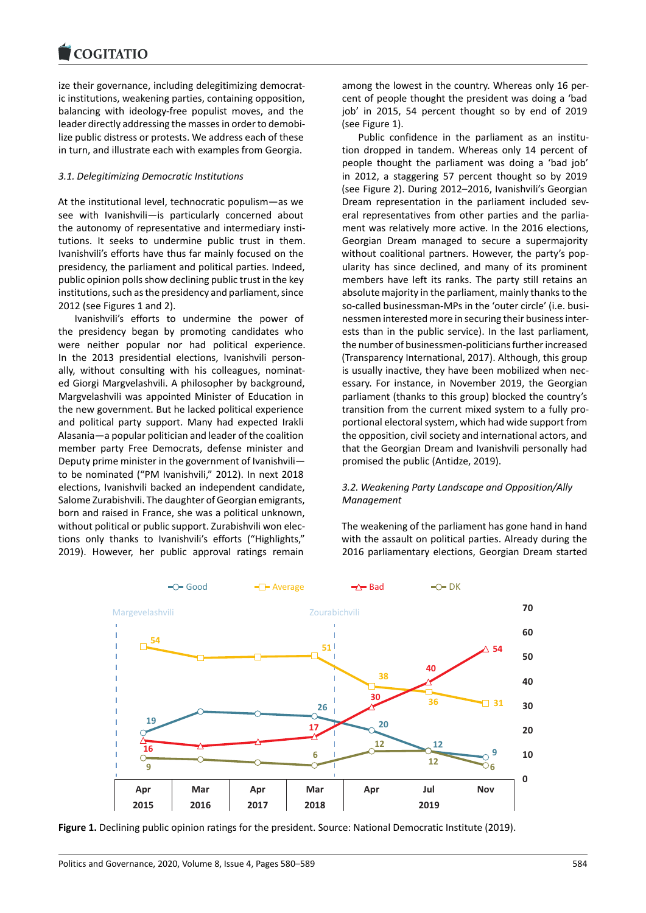ize their governance, including delegitimizing democratic institutions, weakening parties, containing opposition, balancing with ideology-free populist moves, and the leader directly addressing the masses in order to demobilize public distress or protests. We address each of these in turn, and illustrate each with examples from Georgia.

### *3.1. Delegitimizing Democratic Institutions*

At the institutional level, technocratic populism—as we see with Ivanishvili—is particularly concerned about the autonomy of representative and intermediary institutions. It seeks to undermine public trust in them. Ivanishvili's efforts have thus far mainly focused on the presidency, the parliament and political parties. Indeed, public opinion polls show declining public trust in the key institutions, such as the presidency and parliament, since 2012 (see Figures 1 and 2).

Ivanishvili's efforts to undermine the power of the presidency began by promoting candidates who were neither popular nor had political experience. In the 2013 presidential elections, Ivanishvili personally, without consulting with his colleagues, nominated Giorgi Margvelashvili. A philosopher by background, Margvelashvili was appointed Minister of Education in the new government. But he lacked political experience and political party support. Many had expected Irakli Alasania—a popular politician and leader of the coalition member party Free Democrats, defense minister and Deputy prime minister in the government of Ivanishvili—to be nominated ("PM Ivanishvili," 2012). In next 2018 elections, Ivanishvili backed an independent candidate, Salome Zurabishvili. The daughter of Georgian emigrants, born and raised in France, she was a political unknown, without political or public support. Zurabishvili won elections only thanks to Ivanishvili's efforts ("Highlights," 2019). However, her public approval ratings remain among the lowest in the country. Whereas only 16 percent of people thought the president was doing a 'bad job' in 2015, 54 percent thought so by end of 2019 (see Figure 1).

Public confidence in the parliament as an institution dropped in tandem. Whereas only 14 percent of people thought the parliament was doing a 'bad job' in 2012, a staggering 57 percent thought so by 2019 (see Figure 2). During 2012–2016, Ivanishvili's Georgian Dream representation in the parliament included several representatives from other parties and the parliament was relatively more active. In the 2016 elections, Georgian Dream managed to secure a supermajority without coalitional partners. However, the party's popularity has since declined, and many of its prominent members have left its ranks. The party still retains an absolute majority in the parliament, mainly thanks to the so-called businessman-MPs in the 'outer circle' (i.e. businessmen interested more in securing their business interests than in the public service). In the last parliament, the number of businessmen-politicians further increased (Transparency International, 2017). Although, this group is usually inactive, they have been mobilized when necessary. For instance, in November 2019, the Georgian parliament (thanks to this group) blocked the country's transition from the current mixed system to a fully proportional electoral system, which had wide support from the opposition, civil society and international actors, and that the Georgian Dream and Ivanishvili personally had promised the public (Antidze, 2019).

### *3.2. Weakening Party Landscape and Opposition/Ally Management*

The weakening of the parliament has gone hand in hand with the assault on political parties. Already during the 2016 parliamentary elections, Georgian Dream started

**Figure 1.** Declining public opinion ratings for the president. Source: National Democratic Institute (2019).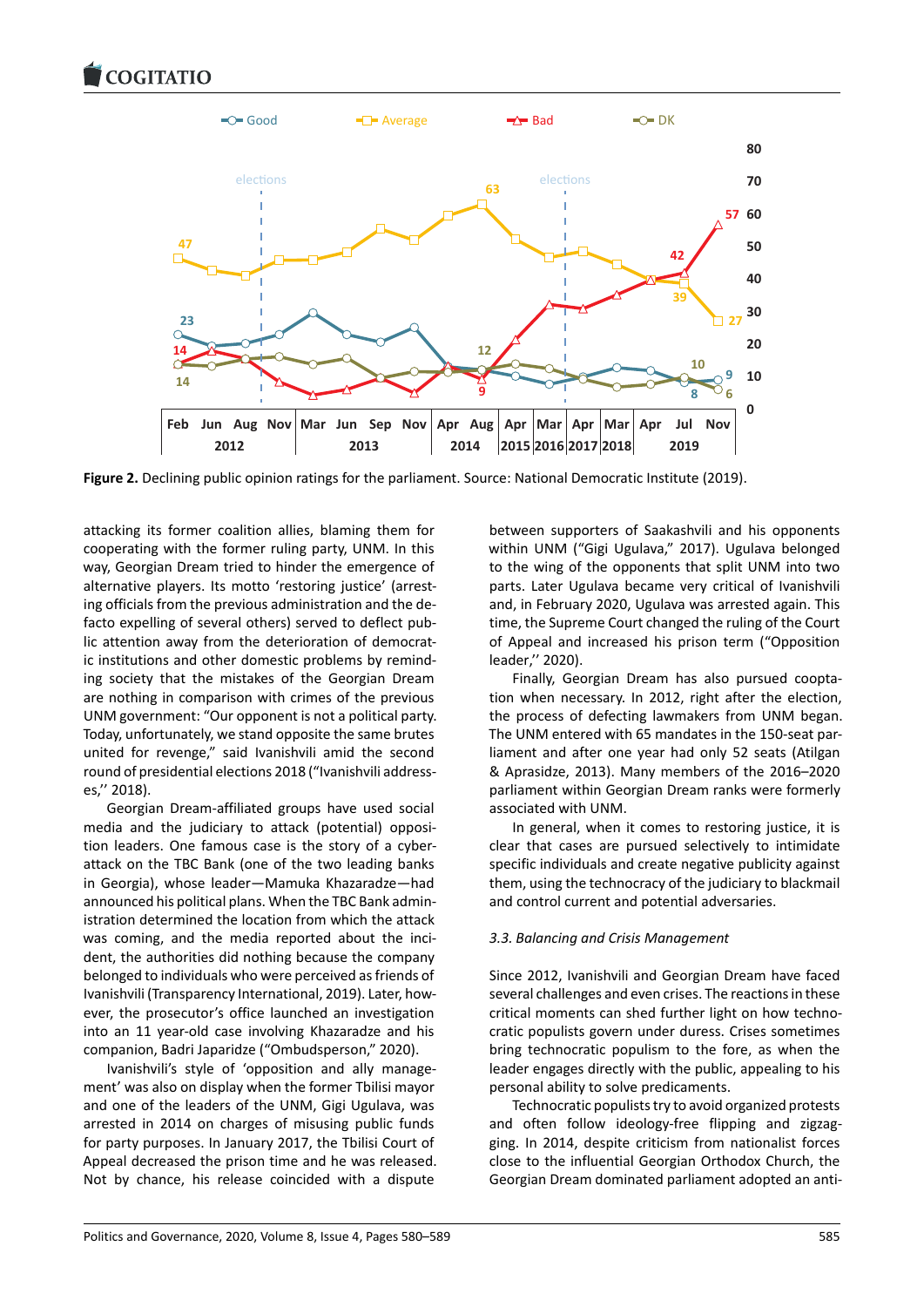**Figure 2.** Declining public opinion ratings for the parliament. Source: National Democratic Institute (2019).

attacking its former coalition allies, blaming them for cooperating with the former ruling party, UNM. In this way, Georgian Dream tried to hinder the emergence of alternative players. Its motto 'restoring justice' (arresting officials from the previous administration and the de-facto expelling of several others) served to deflect public attention away from the deterioration of democratic institutions and other domestic problems by reminding society that the mistakes of the Georgian Dream are nothing in comparison with crimes of the previous UNM government: "Our opponent is not a political party. Today, unfortunately, we stand opposite the same brutes united for revenge," said Ivanishvili amid the second round of presidential elections 2018 ("Ivanishvili addresses,'' 2018).

Georgian Dream-affiliated groups have used social media and the judiciary to attack (potential) opposition leaders. One famous case is the story of a cyberattack on the TBC Bank (one of the two leading banks in Georgia), whose leader—Mamuka Khazaradze—had announced his political plans. When the TBC Bank administration determined the location from which the attack was coming, and the media reported about the incident, the authorities did nothing because the company belonged to individuals who were perceived as friends of Ivanishvili (Transparency International, 2019). Later, however, the prosecutor's office launched an investigation into an 11 year-old case involving Khazaradze and his companion, Badri Japaridze ("Ombudsperson," 2020).

Ivanishvili's style of 'opposition and ally management' was also on display when the former Tbilisi mayor and one of the leaders of the UNM, Gigi Ugulava, was arrested in 2014 on charges of misusing public funds for party purposes. In January 2017, the Tbilisi Court of Appeal decreased the prison time and he was released. Not by chance, his release coincided with a dispute between supporters of Saakashvili and his opponents within UNM ("Gigi Ugulava," 2017). Ugulava belonged to the wing of the opponents that split UNM into two parts. Later Ugulava became very critical of Ivanishvili and, in February 2020, Ugulava was arrested again. This time, the Supreme Court changed the ruling of the Court of Appeal and increased his prison term ("Opposition leader,'' 2020).

Finally, Georgian Dream has also pursued cooptation when necessary. In 2012, right after the election, the process of defecting lawmakers from UNM began. The UNM entered with 65 mandates in the 150-seat parliament and after one year had only 52 seats (Atilgan & Aprasidze, 2013). Many members of the 2016–2020 parliament within Georgian Dream ranks were formerly associated with UNM.

In general, when it comes to restoring justice, it is clear that cases are pursued selectively to intimidate specific individuals and create negative publicity against them, using the technocracy of the judiciary to blackmail and control current and potential adversaries.

### *3.3. Balancing and Crisis Management*

Since 2012, Ivanishvili and Georgian Dream have faced several challenges and even crises. The reactions in these critical moments can shed further light on how technocratic populists govern under duress. Crises sometimes bring technocratic populism to the fore, as when the leader engages directly with the public, appealing to his personal ability to solve predicaments.

Technocratic populists try to avoid organized protests and often follow ideology-free flipping and zigzagging. In 2014, despite criticism from nationalist forces close to the influential Georgian Orthodox Church, the Georgian Dream dominated parliament adopted an anti-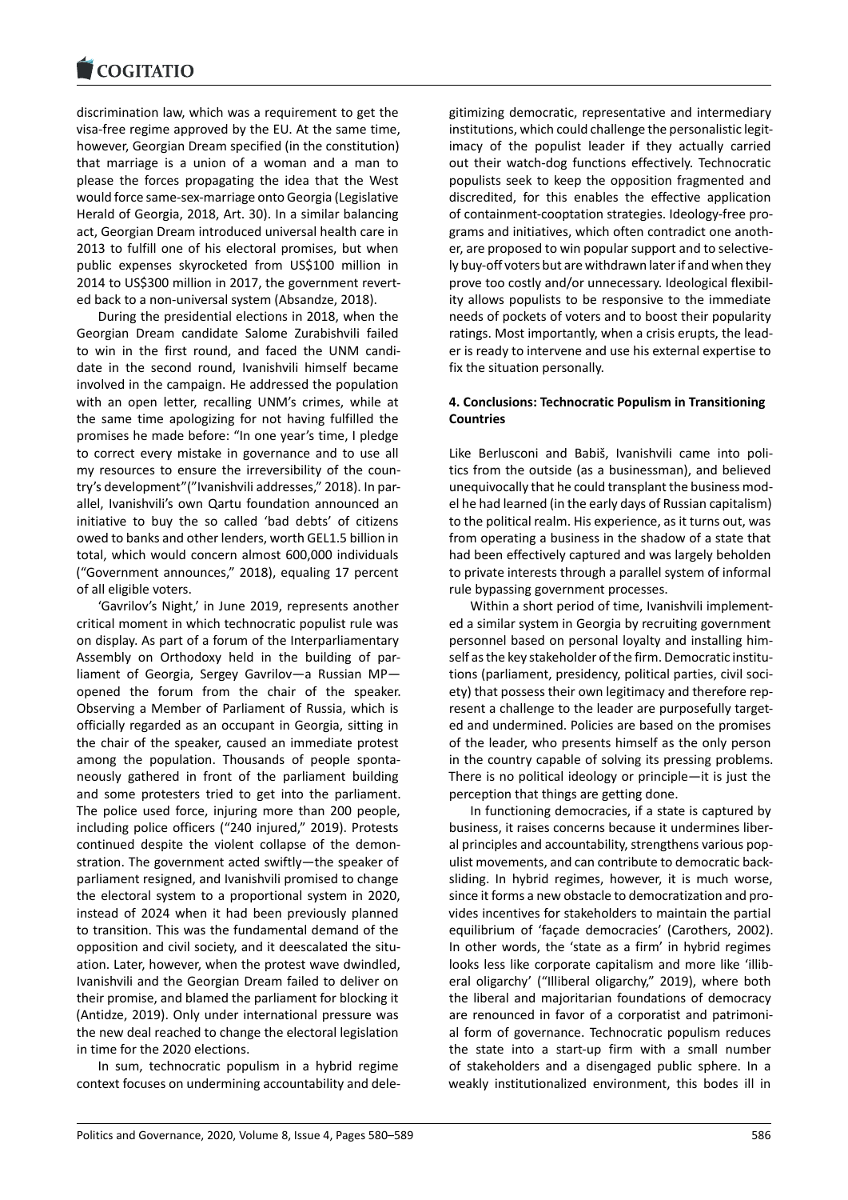discrimination law, which was a requirement to get the visa-free regime approved by the EU. At the same time, however, Georgian Dream specified (in the constitution) that marriage is a union of a woman and a man to please the forces propagating the idea that the West would force same-sex-marriage onto Georgia (Legislative Herald of Georgia, 2018, Art. 30). In a similar balancing act, Georgian Dream introduced universal health care in 2013 to fulfill one of his electoral promises, but when public expenses skyrocketed from US$100 million in 2014 to US$300 million in 2017, the government reverted back to a non-universal system (Absandze, 2018).

During the presidential elections in 2018, when the Georgian Dream candidate Salome Zurabishvili failed to win in the first round, and faced the UNM candidate in the second round, Ivanishvili himself became involved in the campaign. He addressed the population with an open letter, recalling UNM's crimes, while at the same time apologizing for not having fulfilled the promises he made before: "In one year's time, I pledge to correct every mistake in governance and to use all my resources to ensure the irreversibility of the country's development"("Ivanishvili addresses," 2018). In parallel, Ivanishvili's own Qartu foundation announced an initiative to buy the so called 'bad debts' of citizens owed to banks and other lenders, worth GEL1.5 billion in total, which would concern almost 600,000 individuals ("Government announces," 2018), equaling 17 percent of all eligible voters.

'Gavrilov's Night,' in June 2019, represents another critical moment in which technocratic populist rule was on display. As part of a forum of the Interparliamentary Assembly on Orthodoxy held in the building of parliament of Georgia, Sergey Gavrilov—a Russian MP—opened the forum from the chair of the speaker. Observing a Member of Parliament of Russia, which is officially regarded as an occupant in Georgia, sitting in the chair of the speaker, caused an immediate protest among the population. Thousands of people spontaneously gathered in front of the parliament building and some protesters tried to get into the parliament. The police used force, injuring more than 200 people, including police officers ("240 injured," 2019). Protests continued despite the violent collapse of the demonstration. The government acted swiftly—the speaker of parliament resigned, and Ivanishvili promised to change the electoral system to a proportional system in 2020, instead of 2024 when it had been previously planned to transition. This was the fundamental demand of the opposition and civil society, and it deescalated the situation. Later, however, when the protest wave dwindled, Ivanishvili and the Georgian Dream failed to deliver on their promise, and blamed the parliament for blocking it (Antidze, 2019). Only under international pressure was the new deal reached to change the electoral legislation in time for the 2020 elections.

In sum, technocratic populism in a hybrid regime context focuses on undermining accountability and delegitimizing democratic, representative and intermediary institutions, which could challenge the personalistic legitimacy of the populist leader if they actually carried out their watch-dog functions effectively. Technocratic populists seek to keep the opposition fragmented and discredited, for this enables the effective application of containment-cooptation strategies. Ideology-free programs and initiatives, which often contradict one another, are proposed to win popular support and to selectively buy-off voters but are withdrawn later if and when they prove too costly and/or unnecessary. Ideological flexibility allows populists to be responsive to the immediate needs of pockets of voters and to boost their popularity ratings. Most importantly, when a crisis erupts, the leader is ready to intervene and use his external expertise to fix the situation personally.

## 4. Conclusions: Technocratic Populism in Transitioning Countries

Like Berlusconi and Babiš, Ivanishvili came into politics from the outside (as a businessman), and believed unequivocally that he could transplant the business model he had learned (in the early days of Russian capitalism) to the political realm. His experience, as it turns out, was from operating a business in the shadow of a state that had been effectively captured and was largely beholden to private interests through a parallel system of informal rule bypassing government processes.

Within a short period of time, Ivanishvili implemented a similar system in Georgia by recruiting government personnel based on personal loyalty and installing himself as the key stakeholder of the firm. Democratic institutions (parliament, presidency, political parties, civil society) that possess their own legitimacy and therefore represent a challenge to the leader are purposefully targeted and undermined. Policies are based on the promises of the leader, who presents himself as the only person in the country capable of solving its pressing problems. There is no political ideology or principle—it is just the perception that things are getting done.

In functioning democracies, if a state is captured by business, it raises concerns because it undermines liberal principles and accountability, strengthens various populist movements, and can contribute to democratic backsliding. In hybrid regimes, however, it is much worse, since it forms a new obstacle to democratization and provides incentives for stakeholders to maintain the partial equilibrium of 'façade democracies' (Carothers, 2002). In other words, the 'state as a firm' in hybrid regimes looks less like corporate capitalism and more like 'illiberal oligarchy' ("Illiberal oligarchy," 2019), where both the liberal and majoritarian foundations of democracy are renounced in favor of a corporatist and patrimonial form of governance. Technocratic populism reduces the state into a start-up firm with a small number of stakeholders and a disengaged public sphere. In a weakly institutionalized environment, this bodes ill in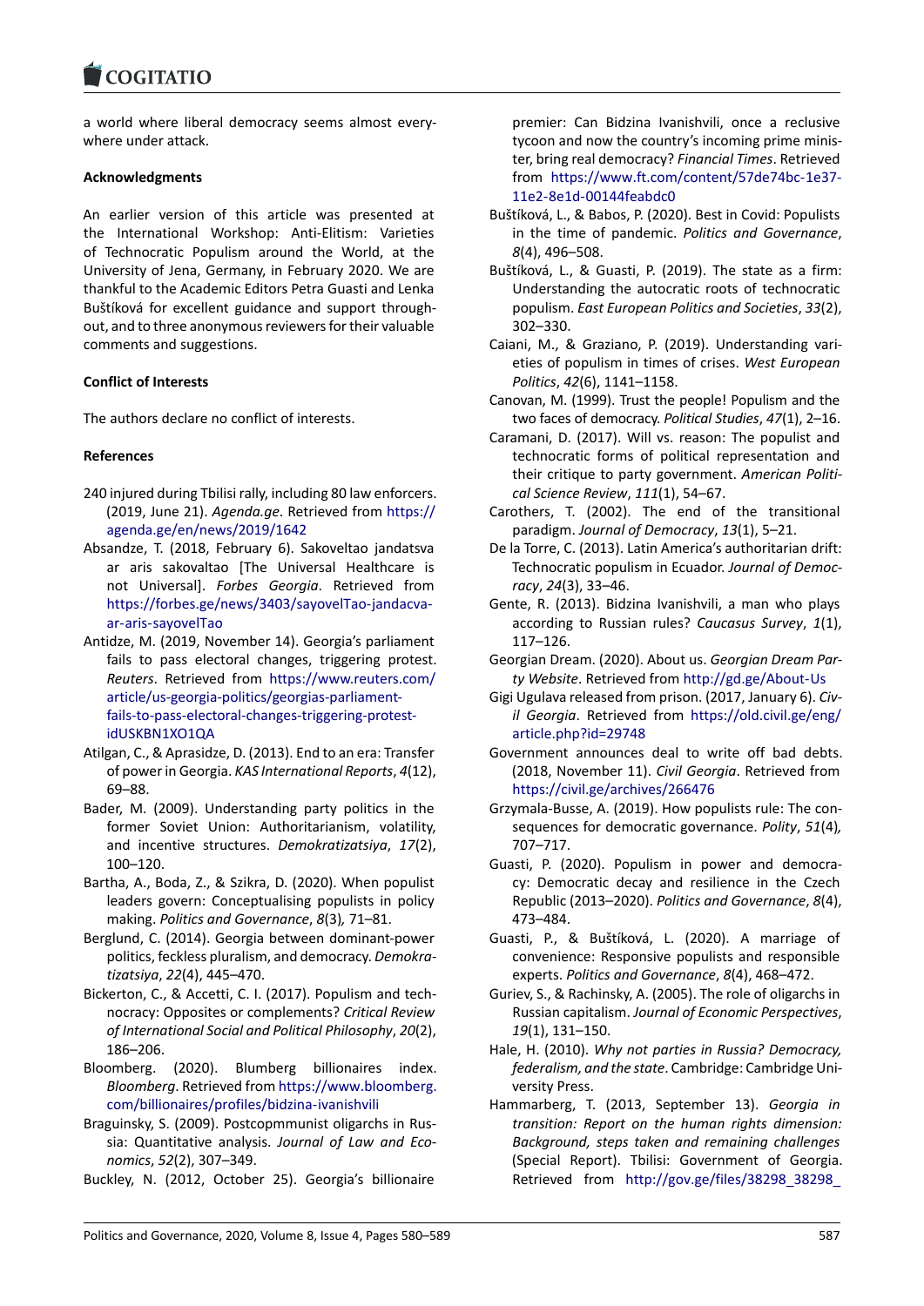a world where liberal democracy seems almost everywhere under attack.

### Acknowledgments

An earlier version of this article was presented at the International Workshop: Anti-Elitism: Varieties of Technocratic Populism around the World, at the University of Jena, Germany, in February 2020. We are thankful to the Academic Editors Petra Guasti and Lenka Buštíková for excellent guidance and support throughout, and to three anonymous reviewers for their valuable comments and suggestions.

### Conflict of Interests

The authors declare no conflict of interests.

### References

240 injured during Tbilisi rally, including 80 law enforcers. (2019, June 21). *Agenda.ge*. Retrieved from https://agenda.ge/en/news/2019/1642

Absandze, T. (2018, February 6). Sakoveltao jandatsva ar aris sakovaltao [The Universal Healthcare is not Universal]. *Forbes Georgia*. Retrieved from https://forbes.ge/news/3403/sayovelTao-jandacva-ar-aris-sayovelTao

Antidze, M. (2019, November 14). Georgia's parliament fails to pass electoral changes, triggering protest. *Reuters*. Retrieved from https://www.reuters.com/article/us-georgia-politics/georgias-parliament-fails-to-pass-electoral-changes-triggering-protest-idUSKBN1XO1QA

Atilgan, C., & Aprasidze, D. (2013). End to an era: Transfer of power in Georgia. *KAS International Reports*, *4*(12), 69–88.

Bader, M. (2009). Understanding party politics in the former Soviet Union: Authoritarianism, volatility, and incentive structures. *Demokratizatsiya*, *17*(2), 100–120.

Bartha, A., Boda, Z., & Szikra, D. (2020). When populist leaders govern: Conceptualising populists in policy making. *Politics and Governance*, *8*(3)*,* 71–81.

Berglund, C. (2014). Georgia between dominant-power politics, feckless pluralism, and democracy. *Demokratizatsiya*, *22*(4), 445–470.

Bickerton, C., & Accetti, C. I. (2017). Populism and technocracy: Opposites or complements? *Critical Review of International Social and Political Philosophy*, *20*(2), 186–206.

Bloomberg. (2020). Blumberg billionaires index. *Bloomberg*. Retrieved from https://www.bloomberg.com/billionaires/profiles/bidzina-ivanishvili

Braguinsky, S. (2009). Postcopmmunist oligarchs in Russia: Quantitative analysis. *Journal of Law and Economics*, *52*(2), 307–349.

Buckley, N. (2012, October 25). Georgia's billionaire premier: Can Bidzina Ivanishvili, once a reclusive tycoon and now the country's incoming prime minister, bring real democracy? *Financial Times*. Retrieved from https://www.ft.com/content/57de74bc-1e37-11e2-8e1d-00144feabdc0

Buštíková, L., & Babos, P. (2020). Best in Covid: Populists in the time of pandemic. *Politics and Governance*, *8*(4), 496–508.

Buštíková, L., & Guasti, P. (2019). The state as a firm: Understanding the autocratic roots of technocratic populism. *East European Politics and Societies*, *33*(2), 302–330.

Caiani, M., & Graziano, P. (2019). Understanding varieties of populism in times of crises. *West European Politics*, *42*(6), 1141–1158.

Canovan, M. (1999). Trust the people! Populism and the two faces of democracy. *Political Studies*, *47*(1), 2–16.

Caramani, D. (2017). Will vs. reason: The populist and technocratic forms of political representation and their critique to party government. *American Political Science Review*, *111*(1), 54–67.

Carothers, T. (2002). The end of the transitional paradigm. *Journal of Democracy*, *13*(1), 5–21.

De la Torre, C. (2013). Latin America's authoritarian drift: Technocratic populism in Ecuador. *Journal of Democracy*, *24*(3), 33–46.

Gente, R. (2013). Bidzina Ivanishvili, a man who plays according to Russian rules? *Caucasus Survey*, *1*(1), 117–126.

Georgian Dream. (2020). About us. *Georgian Dream Party Website*. Retrieved from http://gd.ge/About-Us

Gigi Ugulava released from prison. (2017, January 6). *Civil Georgia*. Retrieved from https://old.civil.ge/eng/article.php?id=29748

Government announces deal to write off bad debts. (2018, November 11). *Civil Georgia*. Retrieved from https://civil.ge/archives/266476

Grzymala-Busse, A. (2019). How populists rule: The consequences for democratic governance. *Polity*, *51*(4)*,* 707–717.

Guasti, P. (2020). Populism in power and democracy: Democratic decay and resilience in the Czech Republic (2013–2020). *Politics and Governance*, *8*(4), 473–484.

Guasti, P., & Buštíková, L. (2020). A marriage of convenience: Responsive populists and responsible experts. *Politics and Governance*, *8*(4), 468–472.

Guriev, S., & Rachinsky, A. (2005). The role of oligarchs in Russian capitalism. *Journal of Economic Perspectives*, *19*(1), 131–150.

Hale, H. (2010). *Why not parties in Russia? Democracy, federalism, and the state*. Cambridge: Cambridge University Press.

Hammarberg, T. (2013, September 13). *Georgia in transition: Report on the human rights dimension: Background, steps taken and remaining challenges* (Special Report). Tbilisi: Government of Georgia. Retrieved from http://gov.ge/files/38298_38298_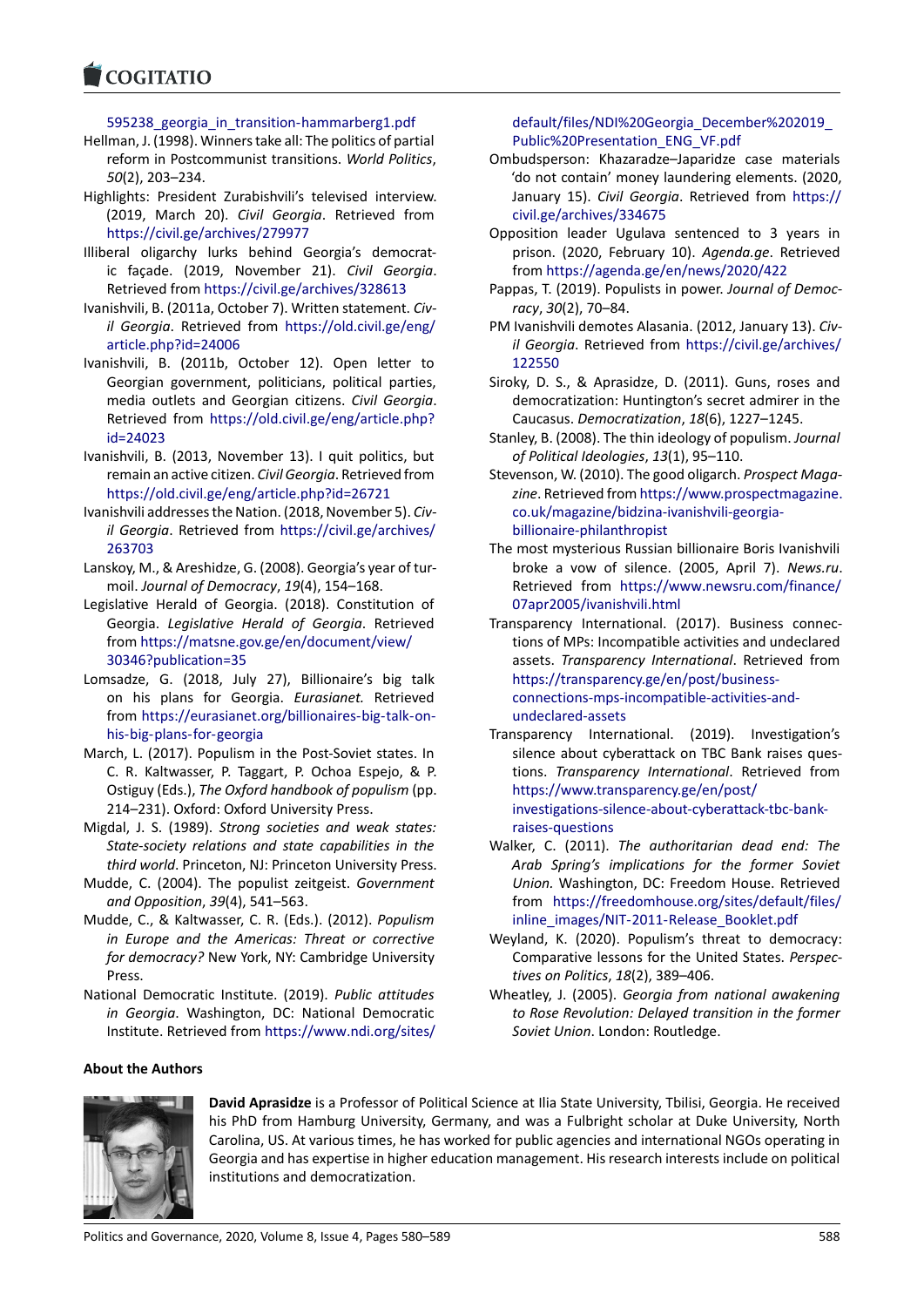595238_georgia_in_transition-hammarberg1.pdf

Hellman, J. (1998). Winners take all: The politics of partial reform in Postcommunist transitions. *World Politics*, *50*(2), 203–234.

Highlights: President Zurabishvili's televised interview. (2019, March 20). *Civil Georgia*. Retrieved from https://civil.ge/archives/279977

Illiberal oligarchy lurks behind Georgia's democratic façade. (2019, November 21). *Civil Georgia*. Retrieved from https://civil.ge/archives/328613

Ivanishvili, B. (2011a, October 7). Written statement. *Civil Georgia*. Retrieved from https://old.civil.ge/eng/article.php?id=24006

Ivanishvili, B. (2011b, October 12). Open letter to Georgian government, politicians, political parties, media outlets and Georgian citizens. *Civil Georgia*. Retrieved from https://old.civil.ge/eng/article.php?id=24023

Ivanishvili, B. (2013, November 13). I quit politics, but remain an active citizen. *Civil Georgia*. Retrieved from https://old.civil.ge/eng/article.php?id=26721

Ivanishvili addresses the Nation. (2018, November 5). *Civil Georgia*. Retrieved from https://civil.ge/archives/263703

Lanskoy, M., & Areshidze, G. (2008). Georgia's year of turmoil. *Journal of Democracy*, *19*(4), 154–168.

Legislative Herald of Georgia. (2018). Constitution of Georgia. *Legislative Herald of Georgia*. Retrieved from https://matsne.gov.ge/en/document/view/30346?publication=35

Lomsadze, G. (2018, July 27), Billionaire's big talk on his plans for Georgia. *Eurasianet.* Retrieved from https://eurasianet.org/billionaires-big-talk-on-his-big-plans-for-georgia

March, L. (2017). Populism in the Post-Soviet states. In C. R. Kaltwasser, P. Taggart, P. Ochoa Espejo, & P. Ostiguy (Eds.), *The Oxford handbook of populism* (pp. 214–231). Oxford: Oxford University Press.

Migdal, J. S. (1989). *Strong societies and weak states: State-society relations and state capabilities in the third world*. Princeton, NJ: Princeton University Press.

Mudde, C. (2004). The populist zeitgeist. *Government and Opposition*, *39*(4), 541–563.

Mudde, C., & Kaltwasser, C. R. (Eds.). (2012). *Populism in Europe and the Americas: Threat or corrective for democracy?* New York, NY: Cambridge University Press.

National Democratic Institute. (2019). *Public attitudes in Georgia*. Washington, DC: National Democratic Institute. Retrieved from https://www.ndi.org/sites/default/files/NDI%20Georgia_December%202019_Public%20Presentation_ENG_VF.pdf

Ombudsperson: Khazaradze–Japaridze case materials 'do not contain' money laundering elements. (2020, January 15). *Civil Georgia*. Retrieved from https://civil.ge/archives/334675

Opposition leader Ugulava sentenced to 3 years in prison. (2020, February 10). *Agenda.ge*. Retrieved from https://agenda.ge/en/news/2020/422

Pappas, T. (2019). Populists in power. *Journal of Democracy*, *30*(2), 70–84.

PM Ivanishvili demotes Alasania. (2012, January 13). *Civil Georgia*. Retrieved from https://civil.ge/archives/122550

Siroky, D. S., & Aprasidze, D. (2011). Guns, roses and democratization: Huntington's secret admirer in the Caucasus. *Democratization*, *18*(6), 1227–1245.

Stanley, B. (2008). The thin ideology of populism. *Journal of Political Ideologies*, *13*(1), 95–110.

Stevenson, W. (2010). The good oligarch. *Prospect Magazine*. Retrieved from https://www.prospectmagazine.co.uk/magazine/bidzina-ivanishvili-georgia-billionaire-philanthropist

The most mysterious Russian billionaire Boris Ivanishvili broke a vow of silence. (2005, April 7). *News.ru*. Retrieved from https://www.newsru.com/finance/07apr2005/ivanishvili.html

Transparency International. (2017). Business connections of MPs: Incompatible activities and undeclared assets. *Transparency International*. Retrieved from https://transparency.ge/en/post/business-connections-mps-incompatible-activities-and-undeclared-assets

Transparency International. (2019). Investigation's silence about cyberattack on TBC Bank raises questions. *Transparency International*. Retrieved from https://www.transparency.ge/en/post/investigations-silence-about-cyberattack-tbc-bank-raises-questions

Walker, C. (2011). *The authoritarian dead end: The Arab Spring's implications for the former Soviet Union.* Washington, DC: Freedom House. Retrieved from https://freedomhouse.org/sites/default/files/inline_images/NIT-2011-Release_Booklet.pdf

Weyland, K. (2020). Populism's threat to democracy: Comparative lessons for the United States. *Perspectives on Politics*, *18*(2), 389–406.

Wheatley, J. (2005). *Georgia from national awakening to Rose Revolution: Delayed transition in the former Soviet Union*. London: Routledge.

## About the Authors

**David Aprasidze** is a Professor of Political Science at Ilia State University, Tbilisi, Georgia. He received his PhD from Hamburg University, Germany, and was a Fulbright scholar at Duke University, North Carolina, US. At various times, he has worked for public agencies and international NGOs operating in Georgia and has expertise in higher education management. His research interests include on political institutions and democratization.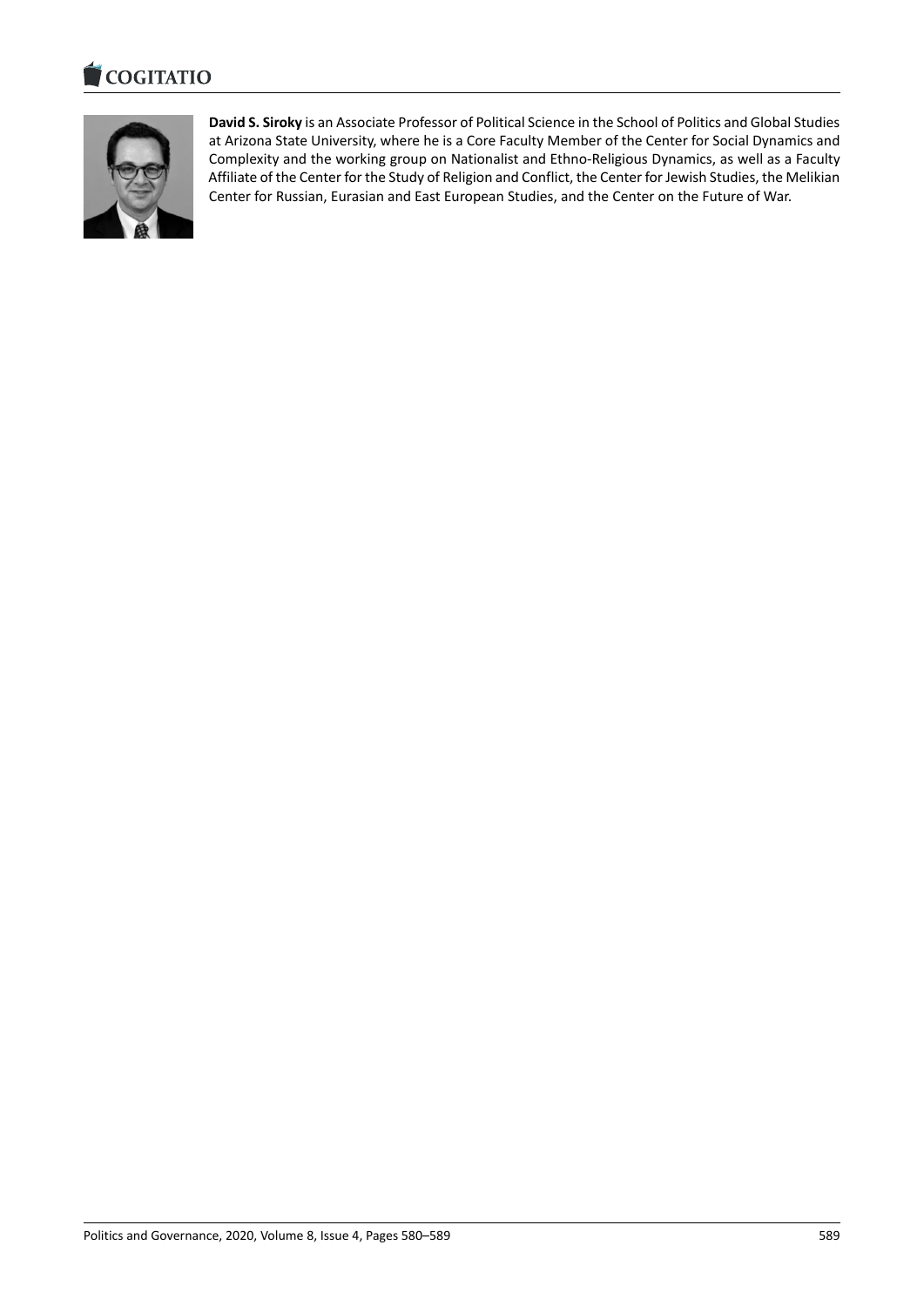**David S. Siroky** is an Associate Professor of Political Science in the School of Politics and Global Studies at Arizona State University, where he is a Core Faculty Member of the Center for Social Dynamics and Complexity and the working group on Nationalist and Ethno-Religious Dynamics, as well as a Faculty Affiliate of the Center for the Study of Religion and Conflict, the Center for Jewish Studies, the Melikian Center for Russian, Eurasian and East European Studies, and the Center on the Future of War.